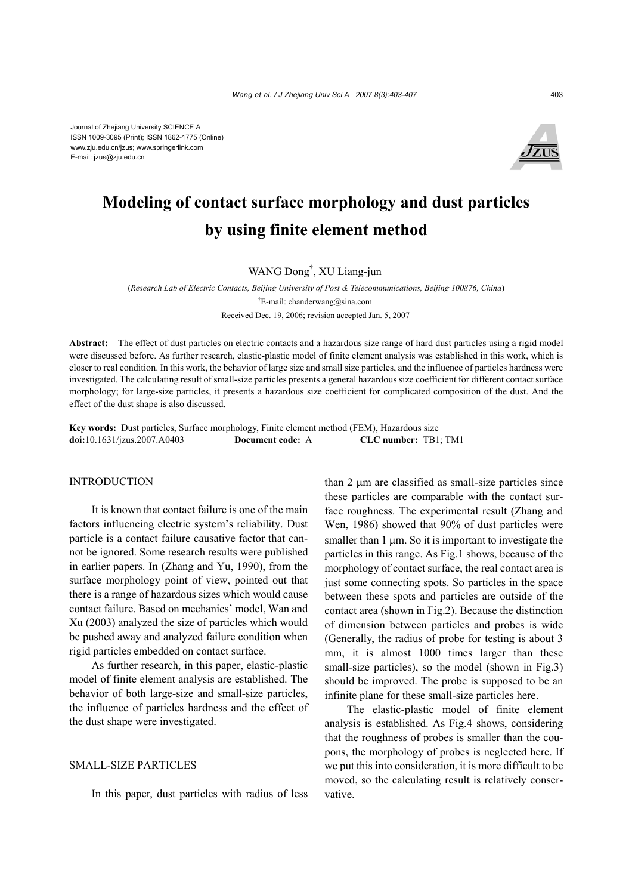Journal of Zhejiang University SCIENCE A
ISSN 1009-3095 (Print); ISSN 1862-1775 (Online)
www.zju.edu.cn/jzus; www.springerlink.com
E-mail: jzus@zju.edu.cn

# Modeling of contact surface morphology and dust particles by using finite element method

WANG Dong[†], XU Liang-jun

(*Research Lab of Electric Contacts, Beijing University of Post & Telecommunications, Beijing 100876, China*)

[†]E-mail: chanderwang@sina.com

Received Dec. 19, 2006; revision accepted Jan. 5, 2007

**Abstract:** The effect of dust particles on electric contacts and a hazardous size range of hard dust particles using a rigid model were discussed before. As further research, elastic-plastic model of finite element analysis was established in this work, which is closer to real condition. In this work, the behavior of large size and small size particles, and the influence of particles hardness were investigated. The calculating result of small-size particles presents a general hazardous size coefficient for different contact surface morphology; for large-size particles, it presents a hazardous size coefficient for complicated composition of the dust. And the effect of the dust shape is also discussed.

**Key words:** Dust particles, Surface morphology, Finite element method (FEM), Hazardous size
**doi:**10.1631/jzus.2007.A0403 **Document code:** A **CLC number:** TB1; TM1

## INTRODUCTION

It is known that contact failure is one of the main factors influencing electric system's reliability. Dust particle is a contact failure causative factor that cannot be ignored. Some research results were published in earlier papers. In (Zhang and Yu, 1990), from the surface morphology point of view, pointed out that there is a range of hazardous sizes which would cause contact failure. Based on mechanics' model, Wan and Xu (2003) analyzed the size of particles which would be pushed away and analyzed failure condition when rigid particles embedded on contact surface.

As further research, in this paper, elastic-plastic model of finite element analysis are established. The behavior of both large-size and small-size particles, the influence of particles hardness and the effect of the dust shape were investigated.

## SMALL-SIZE PARTICLES

In this paper, dust particles with radius of less than 2 μm are classified as small-size particles since these particles are comparable with the contact surface roughness. The experimental result (Zhang and Wen, 1986) showed that 90% of dust particles were smaller than 1 μm. So it is important to investigate the particles in this range. As Fig.1 shows, because of the morphology of contact surface, the real contact area is just some connecting spots. So particles in the space between these spots and particles are outside of the contact area (shown in Fig.2). Because the distinction of dimension between particles and probes is wide (Generally, the radius of probe for testing is about 3 mm, it is almost 1000 times larger than these small-size particles), so the model (shown in Fig.3) should be improved. The probe is supposed to be an infinite plane for these small-size particles here.

The elastic-plastic model of finite element analysis is established. As Fig.4 shows, considering that the roughness of probes is smaller than the coupons, the morphology of probes is neglected here. If we put this into consideration, it is more difficult to be moved, so the calculating result is relatively conservative.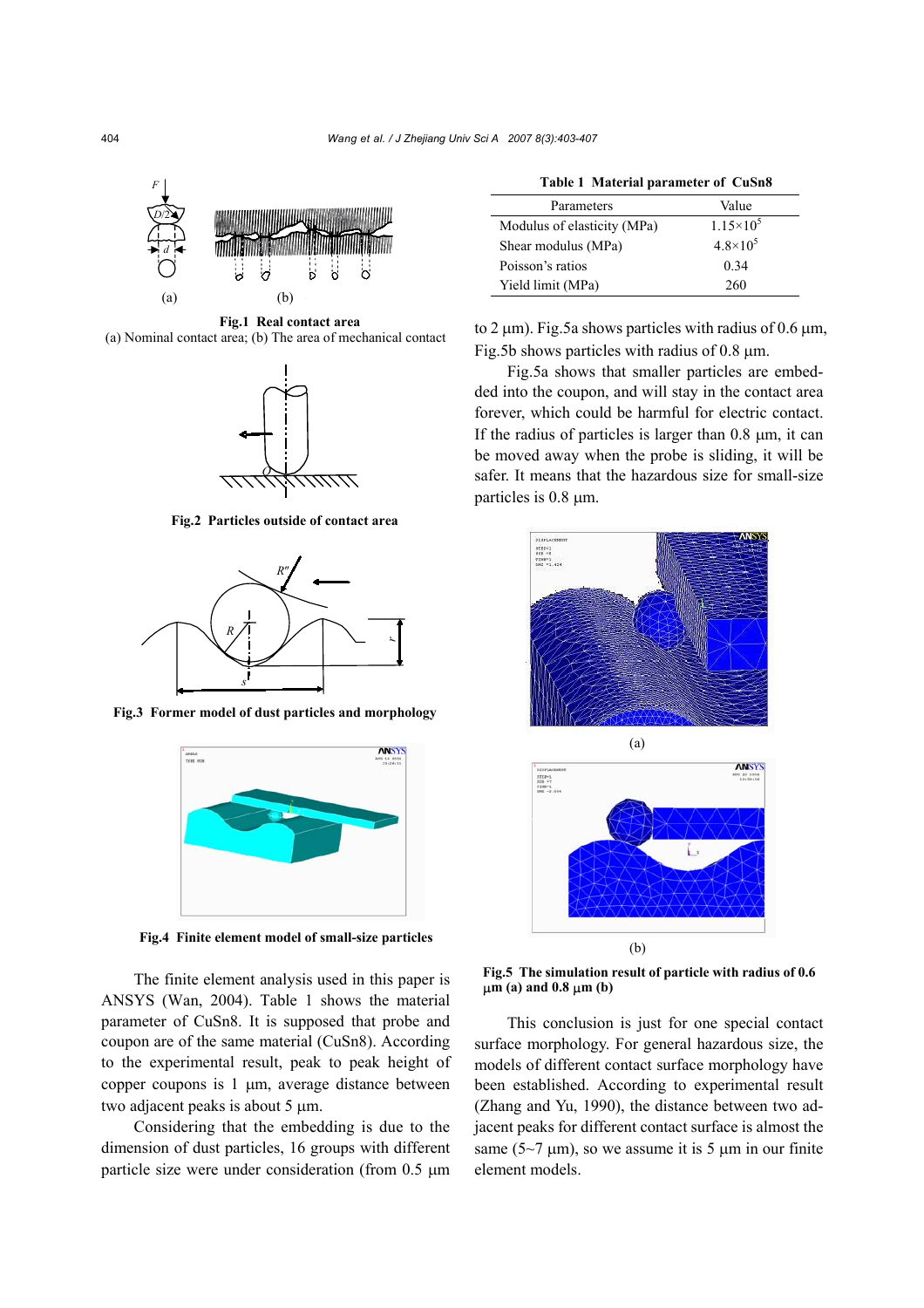Fig.1 Real contact area
(a) Nominal contact area; (b) The area of mechanical contact

Fig.2 Particles outside of contact area

Fig.3 Former model of dust particles and morphology

Fig.4 Finite element model of small-size particles

The finite element analysis used in this paper is ANSYS (Wan, 2004). Table 1 shows the material parameter of CuSn8. It is supposed that probe and coupon are of the same material (CuSn8). According to the experimental result, peak to peak height of copper coupons is 1 μm, average distance between two adjacent peaks is about 5 μm.

Considering that the embedding is due to the dimension of dust particles, 16 groups with different particle size were under consideration (from 0.5 μm to 2 μm). Fig.5a shows particles with radius of 0.6 μm, Fig.5b shows particles with radius of 0.8 μm.

**Table 1 Material parameter of CuSn8**

| Parameters | Value |
|---|---|
| Modulus of elasticity (MPa) | $1.15\times10^5$ |
| Shear modulus (MPa) | $4.8\times10^5$ |
| Poisson's ratios | 0.34 |
| Yield limit (MPa) | 260 |

Fig.5a shows that smaller particles are embedded into the coupon, and will stay in the contact area forever, which could be harmful for electric contact. If the radius of particles is larger than 0.8 μm, it can be moved away when the probe is sliding, it will be safer. It means that the hazardous size for small-size particles is 0.8 μm.

Fig.5 The simulation result of particle with radius of 0.6 μm (a) and 0.8 μm (b)

This conclusion is just for one special contact surface morphology. For general hazardous size, the models of different contact surface morphology have been established. According to experimental result (Zhang and Yu, 1990), the distance between two adjacent peaks for different contact surface is almost the same (5~7 μm), so we assume it is 5 μm in our finite element models.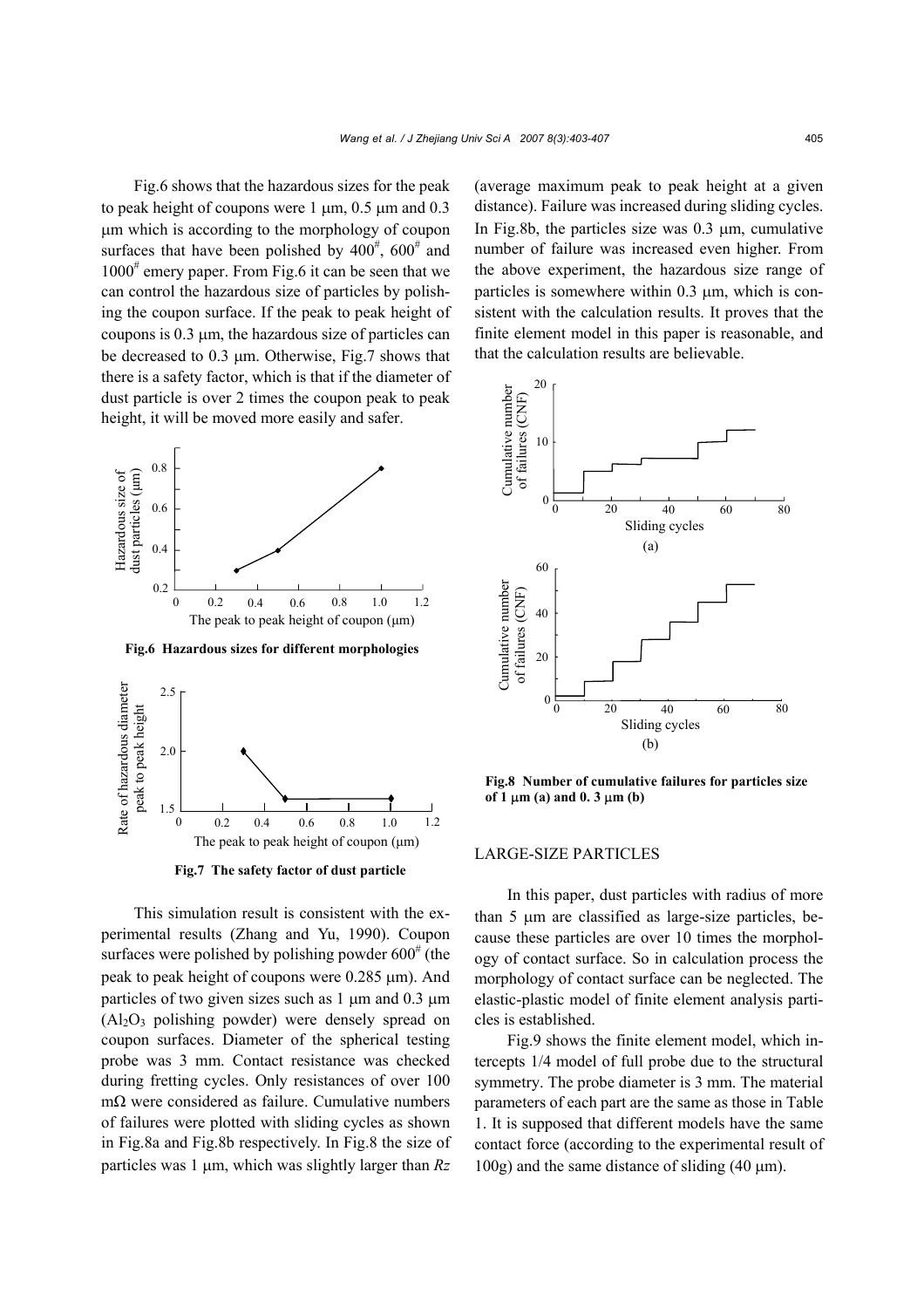Fig.6 shows that the hazardous sizes for the peak to peak height of coupons were 1 μm, 0.5 μm and 0.3 μm which is according to the morphology of coupon surfaces that have been polished by $400^{\#}$, $600^{\#}$ and $1000^{\#}$ emery paper. From Fig.6 it can be seen that we can control the hazardous size of particles by polishing the coupon surface. If the peak to peak height of coupons is 0.3 μm, the hazardous size of particles can be decreased to 0.3 μm. Otherwise, Fig.7 shows that there is a safety factor, which is that if the diameter of dust particle is over 2 times the coupon peak to peak height, it will be moved more easily and safer.

**Fig.6 Hazardous sizes for different morphologies**

**Fig.7 The safety factor of dust particle**

This simulation result is consistent with the experimental results (Zhang and Yu, 1990). Coupon surfaces were polished by polishing powder $600^{\#}$ (the peak to peak height of coupons were 0.285 μm). And particles of two given sizes such as 1 μm and 0.3 μm ($Al_2O_3$ polishing powder) were densely spread on coupon surfaces. Diameter of the spherical testing probe was 3 mm. Contact resistance was checked during fretting cycles. Only resistances of over 100 mΩ were considered as failure. Cumulative numbers of failures were plotted with sliding cycles as shown in Fig.8a and Fig.8b respectively. In Fig.8 the size of particles was 1 μm, which was slightly larger than *Rz* (average maximum peak to peak height at a given distance). Failure was increased during sliding cycles. In Fig.8b, the particles size was 0.3 μm, cumulative number of failure was increased even higher. From the above experiment, the hazardous size range of particles is somewhere within 0.3 μm, which is consistent with the calculation results. It proves that the finite element model in this paper is reasonable, and that the calculation results are believable.

**Fig.8 Number of cumulative failures for particles size of 1 μm (a) and 0. 3 μm (b)**

## LARGE-SIZE PARTICLES

In this paper, dust particles with radius of more than 5 μm are classified as large-size particles, because these particles are over 10 times the morphology of contact surface. So in calculation process the morphology of contact surface can be neglected. The elastic-plastic model of finite element analysis particles is established.

Fig.9 shows the finite element model, which intercepts 1/4 model of full probe due to the structural symmetry. The probe diameter is 3 mm. The material parameters of each part are the same as those in Table 1. It is supposed that different models have the same contact force (according to the experimental result of 100g) and the same distance of sliding (40 μm).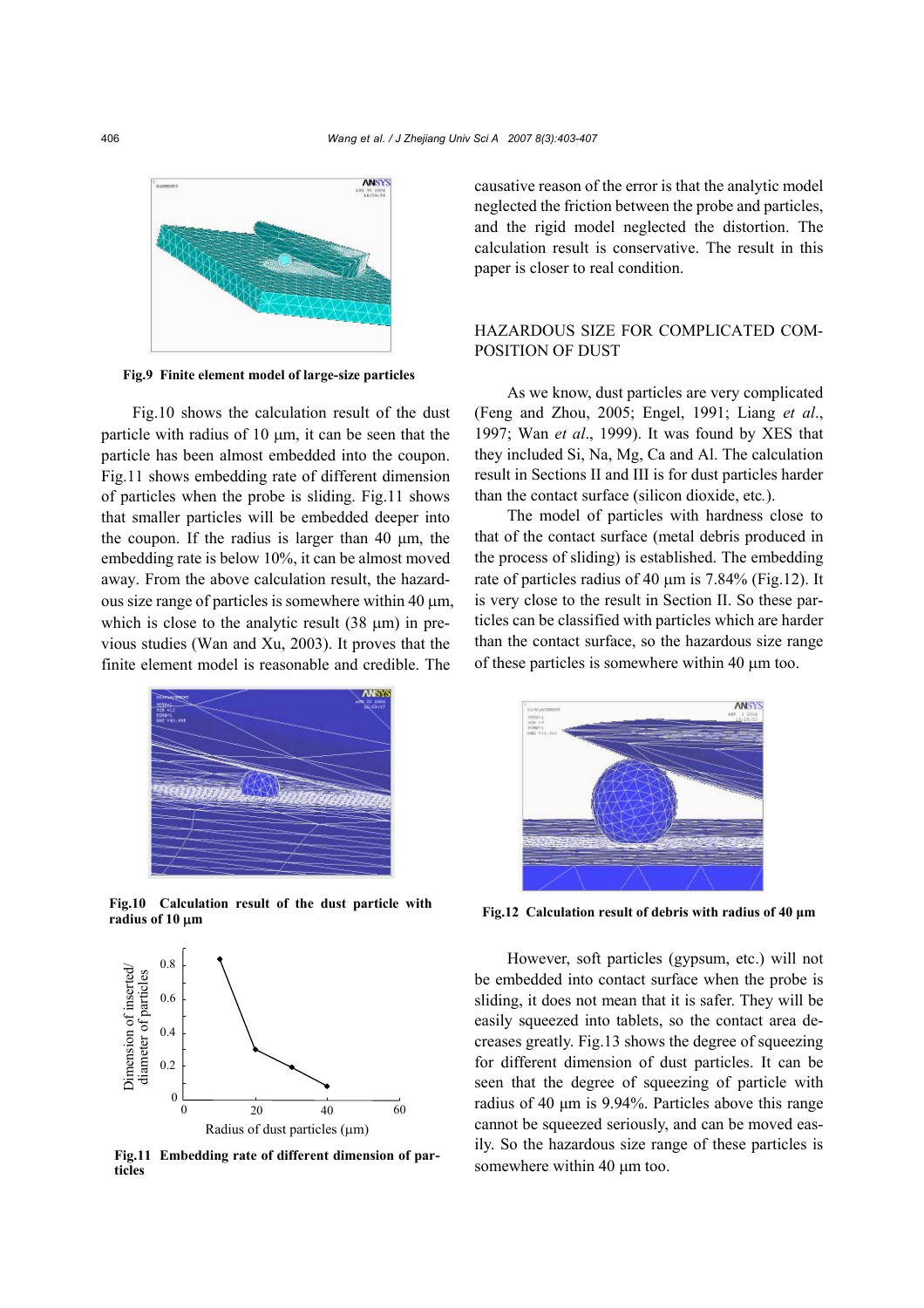Fig.9 Finite element model of large-size particles

Fig.10 shows the calculation result of the dust particle with radius of 10 μm, it can be seen that the particle has been almost embedded into the coupon. Fig.11 shows embedding rate of different dimension of particles when the probe is sliding. Fig.11 shows that smaller particles will be embedded deeper into the coupon. If the radius is larger than 40 μm, the embedding rate is below 10%, it can be almost moved away. From the above calculation result, the hazardous size range of particles is somewhere within 40 μm, which is close to the analytic result (38 μm) in previous studies (Wan and Xu, 2003). It proves that the finite element model is reasonable and credible. The causative reason of the error is that the analytic model neglected the friction between the probe and particles, and the rigid model neglected the distortion. The calculation result is conservative. The result in this paper is closer to real condition.

Fig.10 Calculation result of the dust particle with radius of 10 μm

Fig.11 Embedding rate of different dimension of particles

## HAZARDOUS SIZE FOR COMPLICATED COMPOSITION OF DUST

As we know, dust particles are very complicated (Feng and Zhou, 2005; Engel, 1991; Liang *et al*., 1997; Wan *et al*., 1999). It was found by XES that they included Si, Na, Mg, Ca and Al. The calculation result in Sections II and III is for dust particles harder than the contact surface (silicon dioxide, etc.).

The model of particles with hardness close to that of the contact surface (metal debris produced in the process of sliding) is established. The embedding rate of particles radius of 40 μm is 7.84% (Fig.12). It is very close to the result in Section II. So these particles can be classified with particles which are harder than the contact surface, so the hazardous size range of these particles is somewhere within 40 μm too.

Fig.12 Calculation result of debris with radius of 40 μm

However, soft particles (gypsum, etc.) will not be embedded into contact surface when the probe is sliding, it does not mean that it is safer. They will be easily squeezed into tablets, so the contact area decreases greatly. Fig.13 shows the degree of squeezing for different dimension of dust particles. It can be seen that the degree of squeezing of particle with radius of 40 μm is 9.94%. Particles above this range cannot be squeezed seriously, and can be moved easily. So the hazardous size range of these particles is somewhere within 40 μm too.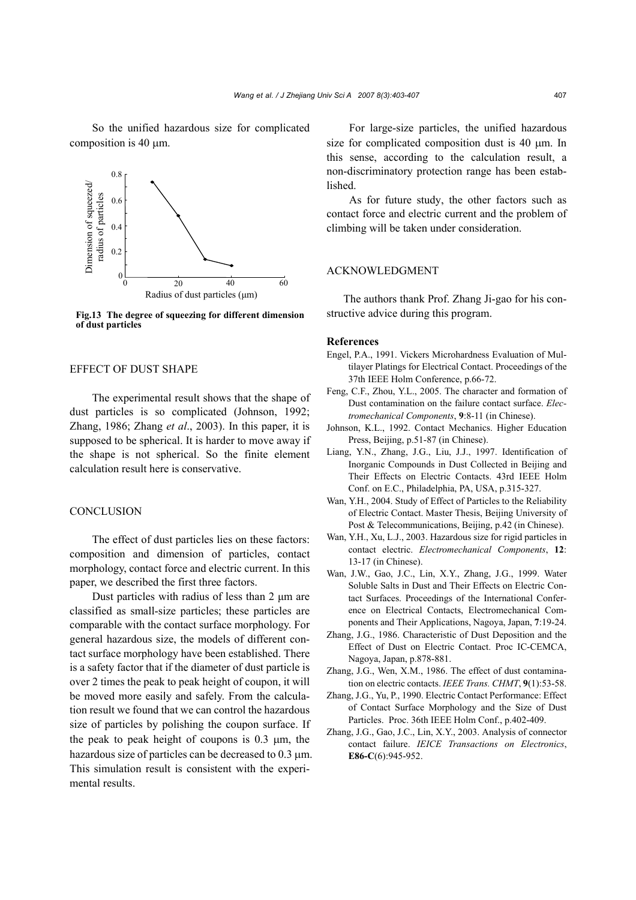So the unified hazardous size for complicated composition is 40 μm.

0.8
0.6
0.4
0.2
0
Dimension of squeezed/ radius of particles
0
20
40
60
Radius of dust particles (μm)

**Fig.13 The degree of squeezing for different dimension of dust particles**

## EFFECT OF DUST SHAPE

The experimental result shows that the shape of dust particles is so complicated (Johnson, 1992; Zhang, 1986; Zhang *et al*., 2003). In this paper, it is supposed to be spherical. It is harder to move away if the shape is not spherical. So the finite element calculation result here is conservative.

## CONCLUSION

The effect of dust particles lies on these factors: composition and dimension of particles, contact morphology, contact force and electric current. In this paper, we described the first three factors.

Dust particles with radius of less than 2 μm are classified as small-size particles; these particles are comparable with the contact surface morphology. For general hazardous size, the models of different contact surface morphology have been established. There is a safety factor that if the diameter of dust particle is over 2 times the peak to peak height of coupon, it will be moved more easily and safely. From the calculation result we found that we can control the hazardous size of particles by polishing the coupon surface. If the peak to peak height of coupons is 0.3 μm, the hazardous size of particles can be decreased to 0.3 μm. This simulation result is consistent with the experimental results.

For large-size particles, the unified hazardous size for complicated composition dust is 40 μm. In this sense, according to the calculation result, a non-discriminatory protection range has been established.

As for future study, the other factors such as contact force and electric current and the problem of climbing will be taken under consideration.

## ACKNOWLEDGMENT

The authors thank Prof. Zhang Ji-gao for his constructive advice during this program.

## References

Engel, P.A., 1991. Vickers Microhardness Evaluation of Multilayer Platings for Electrical Contact. Proceedings of the 37th IEEE Holm Conference, p.66-72.

Feng, C.F., Zhou, Y.L., 2005. The character and formation of Dust contamination on the failure contact surface. *Electromechanical Components*, **9**:8-11 (in Chinese).

Johnson, K.L., 1992. Contact Mechanics. Higher Education Press, Beijing, p.51-87 (in Chinese).

Liang, Y.N., Zhang, J.G., Liu, J.J., 1997. Identification of Inorganic Compounds in Dust Collected in Beijing and Their Effects on Electric Contacts. 43rd IEEE Holm Conf. on E.C., Philadelphia, PA, USA, p.315-327.

Wan, Y.H., 2004. Study of Effect of Particles to the Reliability of Electric Contact. Master Thesis, Beijing University of Post & Telecommunications, Beijing, p.42 (in Chinese).

Wan, Y.H., Xu, L.J., 2003. Hazardous size for rigid particles in contact electric. *Electromechanical Components*, **12**: 13-17 (in Chinese).

Wan, J.W., Gao, J.C., Lin, X.Y., Zhang, J.G., 1999. Water Soluble Salts in Dust and Their Effects on Electric Contact Surfaces. Proceedings of the International Conference on Electrical Contacts, Electromechanical Components and Their Applications, Nagoya, Japan, **7**:19-24.

Zhang, J.G., 1986. Characteristic of Dust Deposition and the Effect of Dust on Electric Contact. Proc IC-CEMCA, Nagoya, Japan, p.878-881.

Zhang, J.G., Wen, X.M., 1986. The effect of dust contamination on electric contacts. *IEEE Trans. CHMT*, **9**(1):53-58.

Zhang, J.G., Yu, P., 1990. Electric Contact Performance: Effect of Contact Surface Morphology and the Size of Dust Particles. Proc. 36th IEEE Holm Conf., p.402-409.

Zhang, J.G., Gao, J.C., Lin, X.Y., 2003. Analysis of connector contact failure. *IEICE Transactions on Electronics*, **E86-C**(6):945-952.